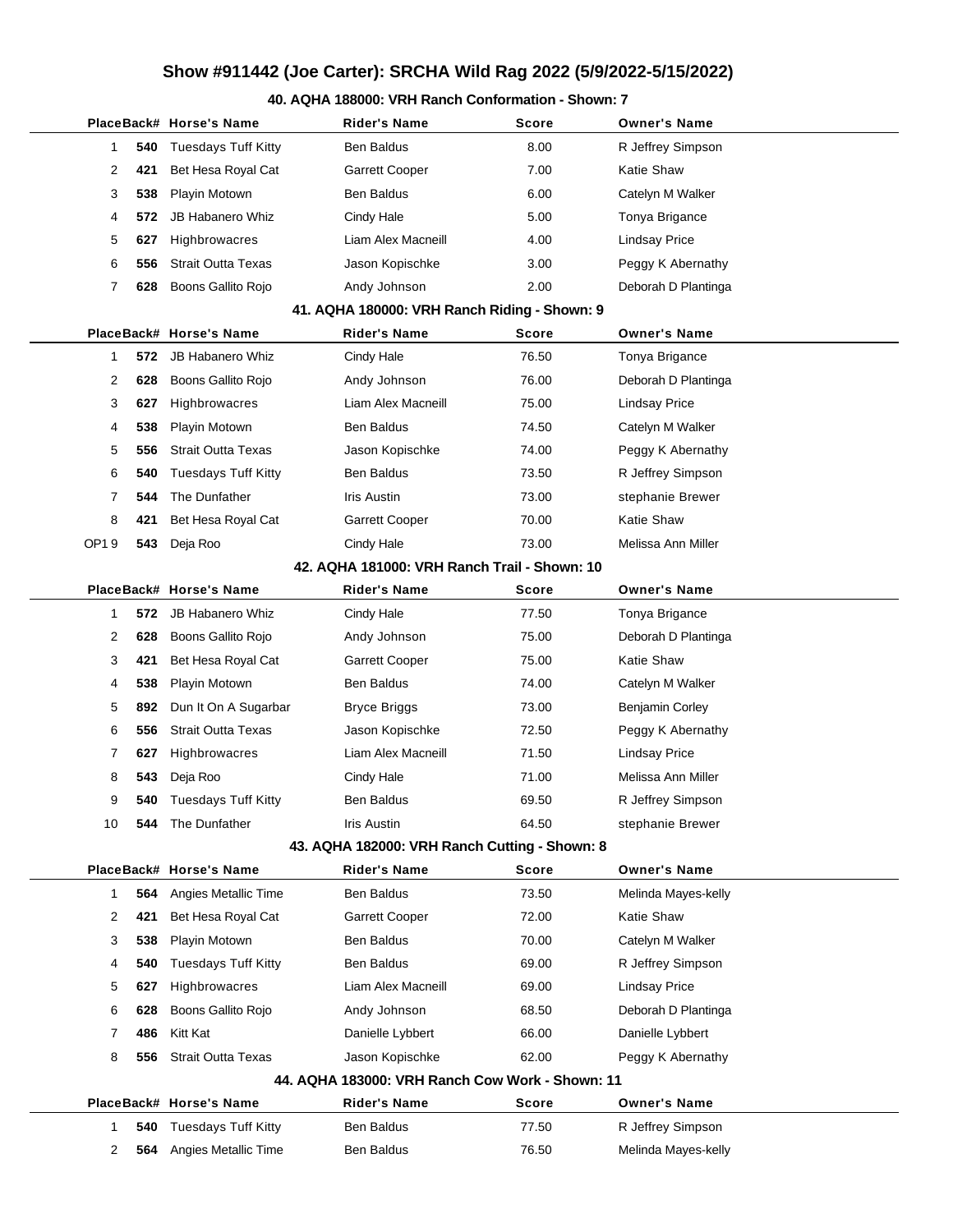# Show #911442 (Joe Carter): SRCHA Wild Rag 2022 (5/9/2022-5/15/2022)

### 40. AQHA 188000: VRH Ranch Conformation - Shown: 7

| Place | Back# | Horse's Name | Rider's Name | Score | Owner's Name |
|---|---|---|---|---|---|
| 1 | **540** | Tuesdays Tuff Kitty | Ben Baldus | 8.00 | R Jeffrey Simpson |
| 2 | **421** | Bet Hesa Royal Cat | Garrett Cooper | 7.00 | Katie Shaw |
| 3 | **538** | Playin Motown | Ben Baldus | 6.00 | Catelyn M Walker |
| 4 | **572** | JB Habanero Whiz | Cindy Hale | 5.00 | Tonya Brigance |
| 5 | **627** | Highbrowacres | Liam Alex Macneill | 4.00 | Lindsay Price |
| 6 | **556** | Strait Outta Texas | Jason Kopischke | 3.00 | Peggy K Abernathy |
| 7 | **628** | Boons Gallito Rojo | Andy Johnson | 2.00 | Deborah D Plantinga |

### 41. AQHA 180000: VRH Ranch Riding - Shown: 9

| Place | Back# | Horse's Name | Rider's Name | Score | Owner's Name |
|---|---|---|---|---|---|
| 1 | **572** | JB Habanero Whiz | Cindy Hale | 76.50 | Tonya Brigance |
| 2 | **628** | Boons Gallito Rojo | Andy Johnson | 76.00 | Deborah D Plantinga |
| 3 | **627** | Highbrowacres | Liam Alex Macneill | 75.00 | Lindsay Price |
| 4 | **538** | Playin Motown | Ben Baldus | 74.50 | Catelyn M Walker |
| 5 | **556** | Strait Outta Texas | Jason Kopischke | 74.00 | Peggy K Abernathy |
| 6 | **540** | Tuesdays Tuff Kitty | Ben Baldus | 73.50 | R Jeffrey Simpson |
| 7 | **544** | The Dunfather | Iris Austin | 73.00 | stephanie Brewer |
| 8 | **421** | Bet Hesa Royal Cat | Garrett Cooper | 70.00 | Katie Shaw |
| OP1 9 | **543** | Deja Roo | Cindy Hale | 73.00 | Melissa Ann Miller |

### 42. AQHA 181000: VRH Ranch Trail - Shown: 10

| Place | Back# | Horse's Name | Rider's Name | Score | Owner's Name |
|---|---|---|---|---|---|
| 1 | **572** | JB Habanero Whiz | Cindy Hale | 77.50 | Tonya Brigance |
| 2 | **628** | Boons Gallito Rojo | Andy Johnson | 75.00 | Deborah D Plantinga |
| 3 | **421** | Bet Hesa Royal Cat | Garrett Cooper | 75.00 | Katie Shaw |
| 4 | **538** | Playin Motown | Ben Baldus | 74.00 | Catelyn M Walker |
| 5 | **892** | Dun It On A Sugarbar | Bryce Briggs | 73.00 | Benjamin Corley |
| 6 | **556** | Strait Outta Texas | Jason Kopischke | 72.50 | Peggy K Abernathy |
| 7 | **627** | Highbrowacres | Liam Alex Macneill | 71.50 | Lindsay Price |
| 8 | **543** | Deja Roo | Cindy Hale | 71.00 | Melissa Ann Miller |
| 9 | **540** | Tuesdays Tuff Kitty | Ben Baldus | 69.50 | R Jeffrey Simpson |
| 10 | **544** | The Dunfather | Iris Austin | 64.50 | stephanie Brewer |

### 43. AQHA 182000: VRH Ranch Cutting - Shown: 8

| Place | Back# | Horse's Name | Rider's Name | Score | Owner's Name |
|---|---|---|---|---|---|
| 1 | **564** | Angies Metallic Time | Ben Baldus | 73.50 | Melinda Mayes-kelly |
| 2 | **421** | Bet Hesa Royal Cat | Garrett Cooper | 72.00 | Katie Shaw |
| 3 | **538** | Playin Motown | Ben Baldus | 70.00 | Catelyn M Walker |
| 4 | **540** | Tuesdays Tuff Kitty | Ben Baldus | 69.00 | R Jeffrey Simpson |
| 5 | **627** | Highbrowacres | Liam Alex Macneill | 69.00 | Lindsay Price |
| 6 | **628** | Boons Gallito Rojo | Andy Johnson | 68.50 | Deborah D Plantinga |
| 7 | **486** | Kitt Kat | Danielle Lybbert | 66.00 | Danielle Lybbert |
| 8 | **556** | Strait Outta Texas | Jason Kopischke | 62.00 | Peggy K Abernathy |

### 44. AQHA 183000: VRH Ranch Cow Work - Shown: 11

| Place | Back# | Horse's Name | Rider's Name | Score | Owner's Name |
|---|---|---|---|---|---|
| 1 | **540** | Tuesdays Tuff Kitty | Ben Baldus | 77.50 | R Jeffrey Simpson |
| 2 | **564** | Angies Metallic Time | Ben Baldus | 76.50 | Melinda Mayes-kelly |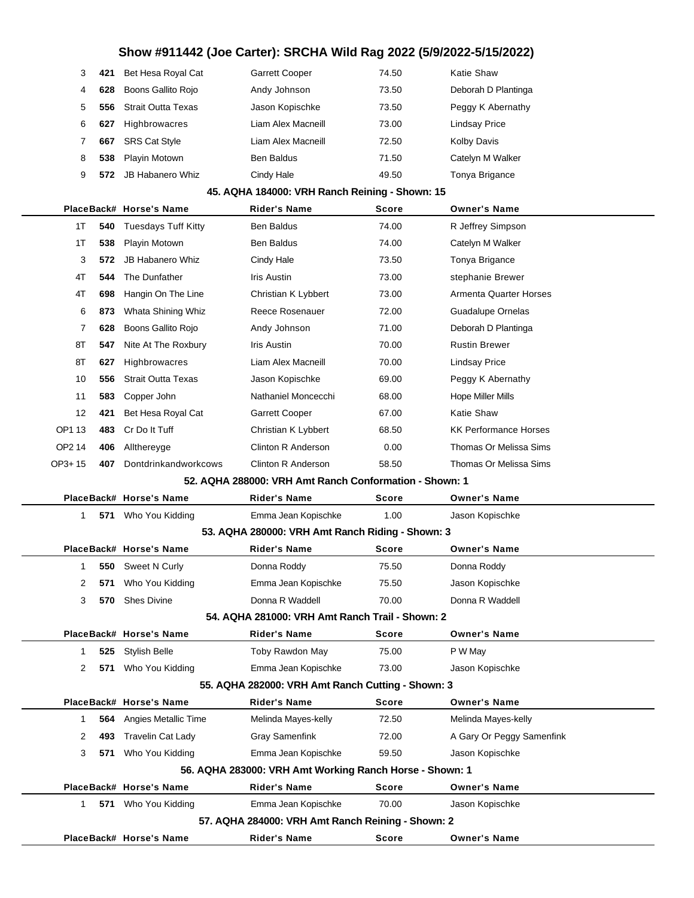| Place | Back# | Horse's Name | Rider's Name | Score | Owner's Name |
|---|---|---|---|---|---|
| 3 | 421 | Bet Hesa Royal Cat | Garrett Cooper | 74.50 | Katie Shaw |
| 4 | 628 | Boons Gallito Rojo | Andy Johnson | 73.50 | Deborah D Plantinga |
| 5 | 556 | Strait Outta Texas | Jason Kopischke | 73.50 | Peggy K Abernathy |
| 6 | 627 | Highbrowacres | Liam Alex Macneill | 73.00 | Lindsay Price |
| 7 | 667 | SRS Cat Style | Liam Alex Macneill | 72.50 | Kolby Davis |
| 8 | 538 | Playin Motown | Ben Baldus | 71.50 | Catelyn M Walker |
| 9 | 572 | JB Habanero Whiz | Cindy Hale | 49.50 | Tonya Brigance |

### 45. AQHA 184000: VRH Ranch Reining - Shown: 15

| Place | Back# | Horse's Name | Rider's Name | Score | Owner's Name |
|---|---|---|---|---|---|
| 1T | 540 | Tuesdays Tuff Kitty | Ben Baldus | 74.00 | R Jeffrey Simpson |
| 1T | 538 | Playin Motown | Ben Baldus | 74.00 | Catelyn M Walker |
| 3 | 572 | JB Habanero Whiz | Cindy Hale | 73.50 | Tonya Brigance |
| 4T | 544 | The Dunfather | Iris Austin | 73.00 | stephanie Brewer |
| 4T | 698 | Hangin On The Line | Christian K Lybbert | 73.00 | Armenta Quarter Horses |
| 6 | 873 | Whata Shining Whiz | Reece Rosenauer | 72.00 | Guadalupe Ornelas |
| 7 | 628 | Boons Gallito Rojo | Andy Johnson | 71.00 | Deborah D Plantinga |
| 8T | 547 | Nite At The Roxbury | Iris Austin | 70.00 | Rustin Brewer |
| 8T | 627 | Highbrowacres | Liam Alex Macneill | 70.00 | Lindsay Price |
| 10 | 556 | Strait Outta Texas | Jason Kopischke | 69.00 | Peggy K Abernathy |
| 11 | 583 | Copper John | Nathaniel Moncecchi | 68.00 | Hope Miller Mills |
| 12 | 421 | Bet Hesa Royal Cat | Garrett Cooper | 67.00 | Katie Shaw |
| OP1 13 | 483 | Cr Do It Tuff | Christian K Lybbert | 68.50 | KK Performance Horses |
| OP2 14 | 406 | Allthereyge | Clinton R Anderson | 0.00 | Thomas Or Melissa Sims |
| OP3+ 15 | 407 | Dontdrinkandworkcows | Clinton R Anderson | 58.50 | Thomas Or Melissa Sims |

### 52. AQHA 288000: VRH Amt Ranch Conformation - Shown: 1

| Place | Back# | Horse's Name | Rider's Name | Score | Owner's Name |
|---|---|---|---|---|---|
| 1 | 571 | Who You Kidding | Emma Jean Kopischke | 1.00 | Jason Kopischke |

### 53. AQHA 280000: VRH Amt Ranch Riding - Shown: 3

| Place | Back# | Horse's Name | Rider's Name | Score | Owner's Name |
|---|---|---|---|---|---|
| 1 | 550 | Sweet N Curly | Donna Roddy | 75.50 | Donna Roddy |
| 2 | 571 | Who You Kidding | Emma Jean Kopischke | 75.50 | Jason Kopischke |
| 3 | 570 | Shes Divine | Donna R Waddell | 70.00 | Donna R Waddell |

### 54. AQHA 281000: VRH Amt Ranch Trail - Shown: 2

| Place | Back# | Horse's Name | Rider's Name | Score | Owner's Name |
|---|---|---|---|---|---|
| 1 | 525 | Stylish Belle | Toby Rawdon May | 75.00 | P W May |
| 2 | 571 | Who You Kidding | Emma Jean Kopischke | 73.00 | Jason Kopischke |

### 55. AQHA 282000: VRH Amt Ranch Cutting - Shown: 3

| Place | Back# | Horse's Name | Rider's Name | Score | Owner's Name |
|---|---|---|---|---|---|
| 1 | 564 | Angies Metallic Time | Melinda Mayes-kelly | 72.50 | Melinda Mayes-kelly |
| 2 | 493 | Travelin Cat Lady | Gray Samenfink | 72.00 | A Gary Or Peggy Samenfink |
| 3 | 571 | Who You Kidding | Emma Jean Kopischke | 59.50 | Jason Kopischke |

### 56. AQHA 283000: VRH Amt Working Ranch Horse - Shown: 1

| Place | Back# | Horse's Name | Rider's Name | Score | Owner's Name |
|---|---|---|---|---|---|
| 1 | 571 | Who You Kidding | Emma Jean Kopischke | 70.00 | Jason Kopischke |

### 57. AQHA 284000: VRH Amt Ranch Reining - Shown: 2

| Place | Back# | Horse's Name | Rider's Name | Score | Owner's Name |
|---|---|---|---|---|---|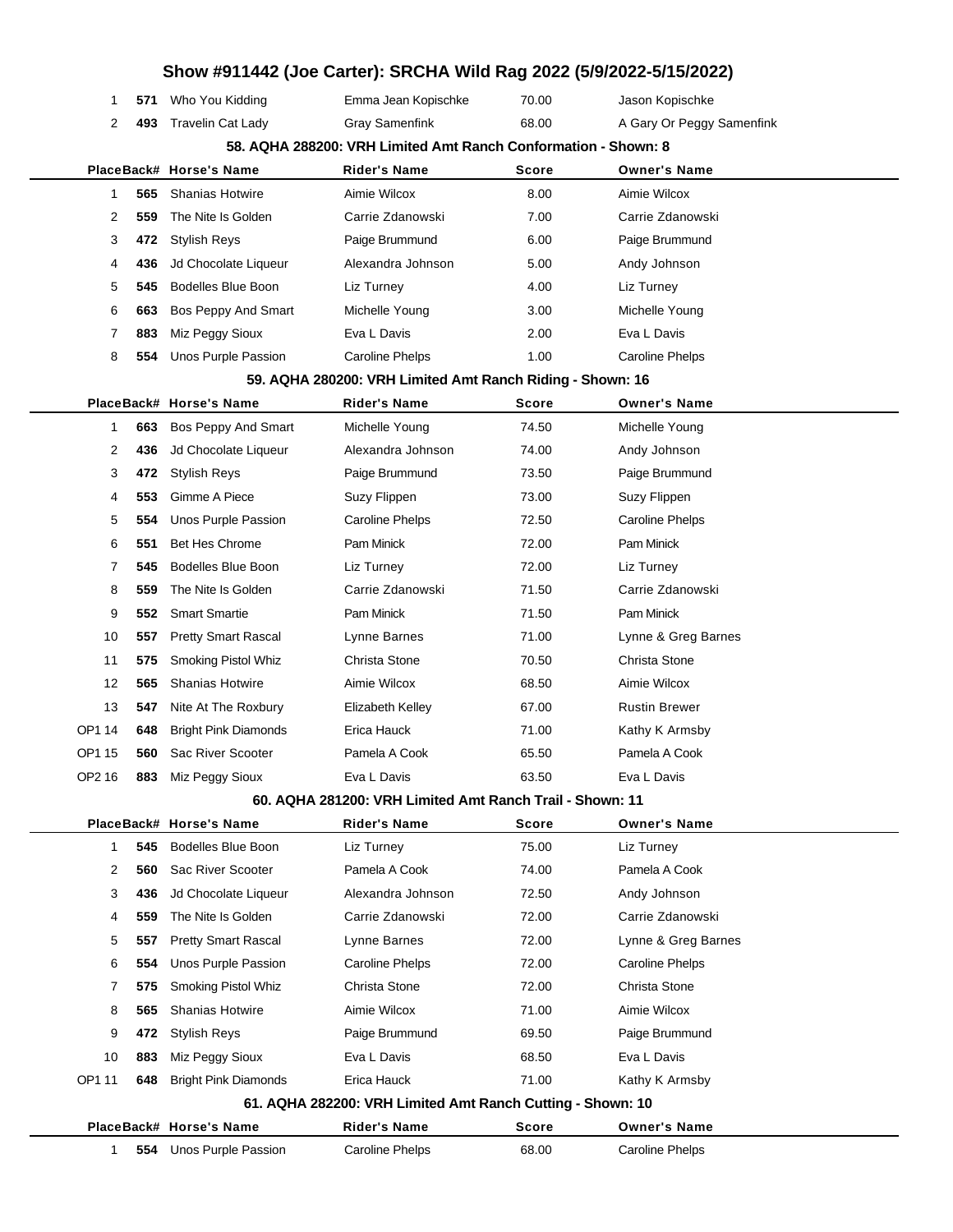| Place | Back# | Horse's Name | Rider's Name | Score | Owner's Name |
|---|---|---|---|---|---|
| 1 | **571** | Who You Kidding | Emma Jean Kopischke | 70.00 | Jason Kopischke |
| 2 | **493** | Travelin Cat Lady | Gray Samenfink | 68.00 | A Gary Or Peggy Samenfink |

### 58. AQHA 288200: VRH Limited Amt Ranch Conformation - Shown: 8

| Place | Back# | Horse's Name | Rider's Name | Score | Owner's Name |
|---|---|---|---|---|---|
| 1 | **565** | Shanias Hotwire | Aimie Wilcox | 8.00 | Aimie Wilcox |
| 2 | **559** | The Nite Is Golden | Carrie Zdanowski | 7.00 | Carrie Zdanowski |
| 3 | **472** | Stylish Reys | Paige Brummund | 6.00 | Paige Brummund |
| 4 | **436** | Jd Chocolate Liqueur | Alexandra Johnson | 5.00 | Andy Johnson |
| 5 | **545** | Bodelles Blue Boon | Liz Turney | 4.00 | Liz Turney |
| 6 | **663** | Bos Peppy And Smart | Michelle Young | 3.00 | Michelle Young |
| 7 | **883** | Miz Peggy Sioux | Eva L Davis | 2.00 | Eva L Davis |
| 8 | **554** | Unos Purple Passion | Caroline Phelps | 1.00 | Caroline Phelps |

### 59. AQHA 280200: VRH Limited Amt Ranch Riding - Shown: 16

| Place | Back# | Horse's Name | Rider's Name | Score | Owner's Name |
|---|---|---|---|---|---|
| 1 | **663** | Bos Peppy And Smart | Michelle Young | 74.50 | Michelle Young |
| 2 | **436** | Jd Chocolate Liqueur | Alexandra Johnson | 74.00 | Andy Johnson |
| 3 | **472** | Stylish Reys | Paige Brummund | 73.50 | Paige Brummund |
| 4 | **553** | Gimme A Piece | Suzy Flippen | 73.00 | Suzy Flippen |
| 5 | **554** | Unos Purple Passion | Caroline Phelps | 72.50 | Caroline Phelps |
| 6 | **551** | Bet Hes Chrome | Pam Minick | 72.00 | Pam Minick |
| 7 | **545** | Bodelles Blue Boon | Liz Turney | 72.00 | Liz Turney |
| 8 | **559** | The Nite Is Golden | Carrie Zdanowski | 71.50 | Carrie Zdanowski |
| 9 | **552** | Smart Smartie | Pam Minick | 71.50 | Pam Minick |
| 10 | **557** | Pretty Smart Rascal | Lynne Barnes | 71.00 | Lynne & Greg Barnes |
| 11 | **575** | Smoking Pistol Whiz | Christa Stone | 70.50 | Christa Stone |
| 12 | **565** | Shanias Hotwire | Aimie Wilcox | 68.50 | Aimie Wilcox |
| 13 | **547** | Nite At The Roxbury | Elizabeth Kelley | 67.00 | Rustin Brewer |
| OP1 14 | **648** | Bright Pink Diamonds | Erica Hauck | 71.00 | Kathy K Armsby |
| OP1 15 | **560** | Sac River Scooter | Pamela A Cook | 65.50 | Pamela A Cook |
| OP2 16 | **883** | Miz Peggy Sioux | Eva L Davis | 63.50 | Eva L Davis |

### 60. AQHA 281200: VRH Limited Amt Ranch Trail - Shown: 11

| Place | Back# | Horse's Name | Rider's Name | Score | Owner's Name |
|---|---|---|---|---|---|
| 1 | **545** | Bodelles Blue Boon | Liz Turney | 75.00 | Liz Turney |
| 2 | **560** | Sac River Scooter | Pamela A Cook | 74.00 | Pamela A Cook |
| 3 | **436** | Jd Chocolate Liqueur | Alexandra Johnson | 72.50 | Andy Johnson |
| 4 | **559** | The Nite Is Golden | Carrie Zdanowski | 72.00 | Carrie Zdanowski |
| 5 | **557** | Pretty Smart Rascal | Lynne Barnes | 72.00 | Lynne & Greg Barnes |
| 6 | **554** | Unos Purple Passion | Caroline Phelps | 72.00 | Caroline Phelps |
| 7 | **575** | Smoking Pistol Whiz | Christa Stone | 72.00 | Christa Stone |
| 8 | **565** | Shanias Hotwire | Aimie Wilcox | 71.00 | Aimie Wilcox |
| 9 | **472** | Stylish Reys | Paige Brummund | 69.50 | Paige Brummund |
| 10 | **883** | Miz Peggy Sioux | Eva L Davis | 68.50 | Eva L Davis |
| OP1 11 | **648** | Bright Pink Diamonds | Erica Hauck | 71.00 | Kathy K Armsby |

### 61. AQHA 282200: VRH Limited Amt Ranch Cutting - Shown: 10

| Place | Back# | Horse's Name | Rider's Name | Score | Owner's Name |
|---|---|---|---|---|---|
| 1 | **554** | Unos Purple Passion | Caroline Phelps | 68.00 | Caroline Phelps |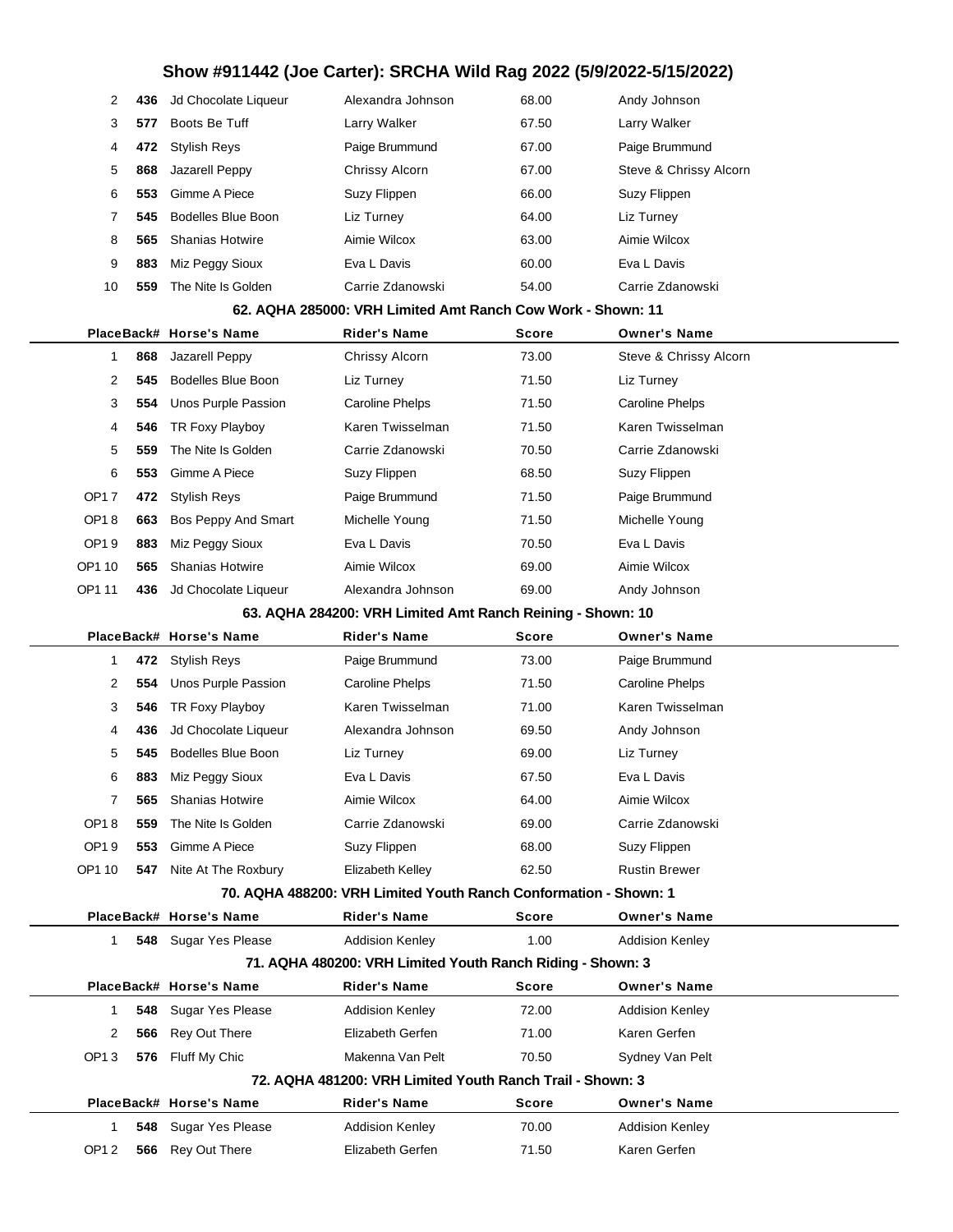| Place | Back# | Horse's Name | Rider's Name | Score | Owner's Name |
|---|---|---|---|---|---|
| 2 | 436 | Jd Chocolate Liqueur | Alexandra Johnson | 68.00 | Andy Johnson |
| 3 | 577 | Boots Be Tuff | Larry Walker | 67.50 | Larry Walker |
| 4 | 472 | Stylish Reys | Paige Brummund | 67.00 | Paige Brummund |
| 5 | 868 | Jazarell Peppy | Chrissy Alcorn | 67.00 | Steve & Chrissy Alcorn |
| 6 | 553 | Gimme A Piece | Suzy Flippen | 66.00 | Suzy Flippen |
| 7 | 545 | Bodelles Blue Boon | Liz Turney | 64.00 | Liz Turney |
| 8 | 565 | Shanias Hotwire | Aimie Wilcox | 63.00 | Aimie Wilcox |
| 9 | 883 | Miz Peggy Sioux | Eva L Davis | 60.00 | Eva L Davis |
| 10 | 559 | The Nite Is Golden | Carrie Zdanowski | 54.00 | Carrie Zdanowski |

### 62. AQHA 285000: VRH Limited Amt Ranch Cow Work - Shown: 11

| Place | Back# | Horse's Name | Rider's Name | Score | Owner's Name |
|---|---|---|---|---|---|
| 1 | 868 | Jazarell Peppy | Chrissy Alcorn | 73.00 | Steve & Chrissy Alcorn |
| 2 | 545 | Bodelles Blue Boon | Liz Turney | 71.50 | Liz Turney |
| 3 | 554 | Unos Purple Passion | Caroline Phelps | 71.50 | Caroline Phelps |
| 4 | 546 | TR Foxy Playboy | Karen Twisselman | 71.50 | Karen Twisselman |
| 5 | 559 | The Nite Is Golden | Carrie Zdanowski | 70.50 | Carrie Zdanowski |
| 6 | 553 | Gimme A Piece | Suzy Flippen | 68.50 | Suzy Flippen |
| OP1 7 | 472 | Stylish Reys | Paige Brummund | 71.50 | Paige Brummund |
| OP1 8 | 663 | Bos Peppy And Smart | Michelle Young | 71.50 | Michelle Young |
| OP1 9 | 883 | Miz Peggy Sioux | Eva L Davis | 70.50 | Eva L Davis |
| OP1 10 | 565 | Shanias Hotwire | Aimie Wilcox | 69.00 | Aimie Wilcox |
| OP1 11 | 436 | Jd Chocolate Liqueur | Alexandra Johnson | 69.00 | Andy Johnson |

### 63. AQHA 284200: VRH Limited Amt Ranch Reining - Shown: 10

| Place | Back# | Horse's Name | Rider's Name | Score | Owner's Name |
|---|---|---|---|---|---|
| 1 | 472 | Stylish Reys | Paige Brummund | 73.00 | Paige Brummund |
| 2 | 554 | Unos Purple Passion | Caroline Phelps | 71.50 | Caroline Phelps |
| 3 | 546 | TR Foxy Playboy | Karen Twisselman | 71.00 | Karen Twisselman |
| 4 | 436 | Jd Chocolate Liqueur | Alexandra Johnson | 69.50 | Andy Johnson |
| 5 | 545 | Bodelles Blue Boon | Liz Turney | 69.00 | Liz Turney |
| 6 | 883 | Miz Peggy Sioux | Eva L Davis | 67.50 | Eva L Davis |
| 7 | 565 | Shanias Hotwire | Aimie Wilcox | 64.00 | Aimie Wilcox |
| OP1 8 | 559 | The Nite Is Golden | Carrie Zdanowski | 69.00 | Carrie Zdanowski |
| OP1 9 | 553 | Gimme A Piece | Suzy Flippen | 68.00 | Suzy Flippen |
| OP1 10 | 547 | Nite At The Roxbury | Elizabeth Kelley | 62.50 | Rustin Brewer |

### 70. AQHA 488200: VRH Limited Youth Ranch Conformation - Shown: 1

| Place | Back# | Horse's Name | Rider's Name | Score | Owner's Name |
|---|---|---|---|---|---|
| 1 | 548 | Sugar Yes Please | Addision Kenley | 1.00 | Addision Kenley |

### 71. AQHA 480200: VRH Limited Youth Ranch Riding - Shown: 3

| Place | Back# | Horse's Name | Rider's Name | Score | Owner's Name |
|---|---|---|---|---|---|
| 1 | 548 | Sugar Yes Please | Addision Kenley | 72.00 | Addision Kenley |
| 2 | 566 | Rey Out There | Elizabeth Gerfen | 71.00 | Karen Gerfen |
| OP1 3 | 576 | Fluff My Chic | Makenna Van Pelt | 70.50 | Sydney Van Pelt |

### 72. AQHA 481200: VRH Limited Youth Ranch Trail - Shown: 3

| Place | Back# | Horse's Name | Rider's Name | Score | Owner's Name |
|---|---|---|---|---|---|
| 1 | 548 | Sugar Yes Please | Addision Kenley | 70.00 | Addision Kenley |
| OP1 2 | 566 | Rey Out There | Elizabeth Gerfen | 71.50 | Karen Gerfen |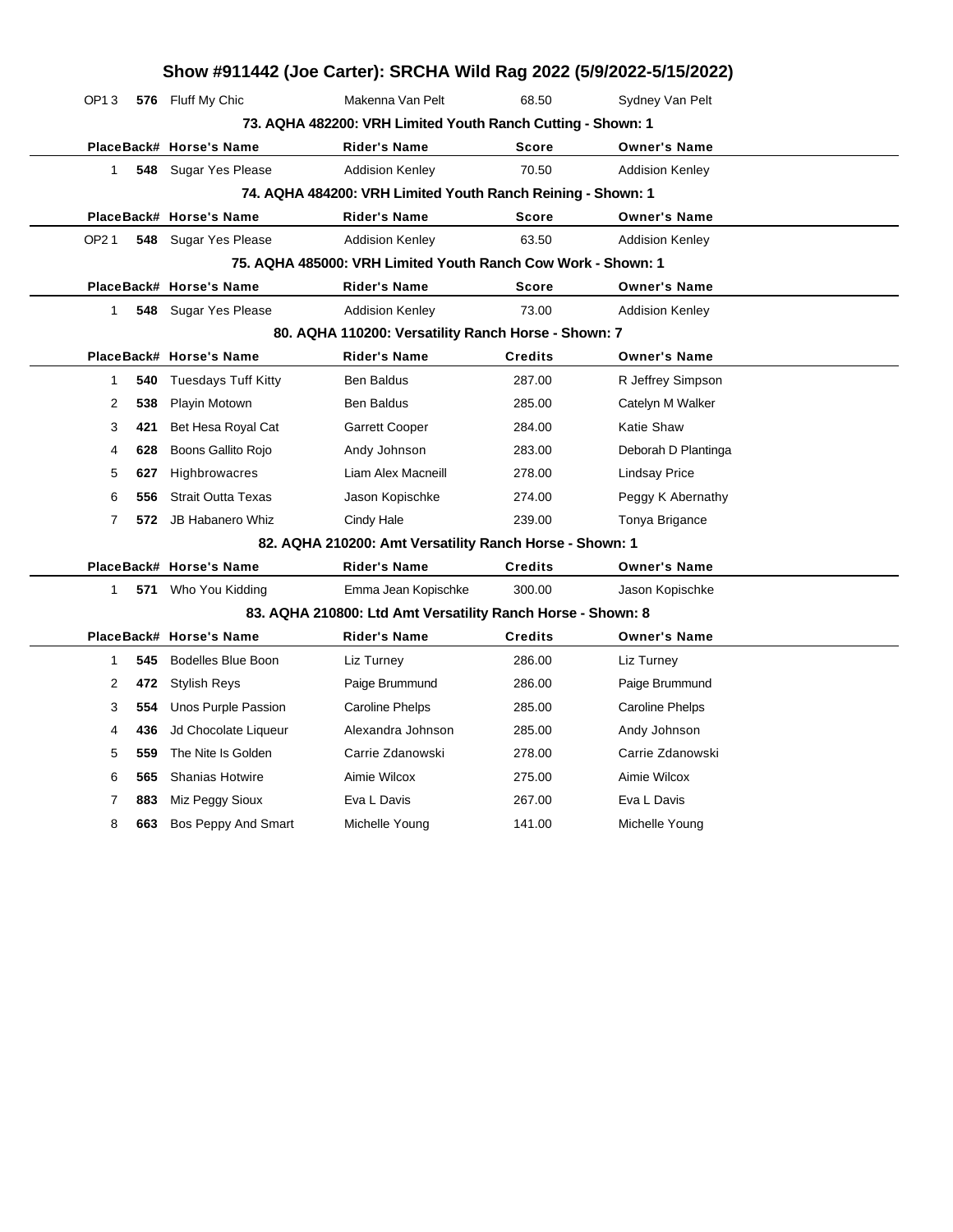# Show #911442 (Joe Carter): SRCHA Wild Rag 2022 (5/9/2022-5/15/2022)

| Place | Back# | Horse's Name | Rider's Name | Score | Owner's Name |
|---|---|---|---|---|---|
| OP1 3 | **576** | Fluff My Chic | Makenna Van Pelt | 68.50 | Sydney Van Pelt |

### 73. AQHA 482200: VRH Limited Youth Ranch Cutting - Shown: 1

| Place | Back# | Horse's Name | Rider's Name | Score | Owner's Name |
|---|---|---|---|---|---|
| 1 | **548** | Sugar Yes Please | Addision Kenley | 70.50 | Addision Kenley |

### 74. AQHA 484200: VRH Limited Youth Ranch Reining - Shown: 1

| Place | Back# | Horse's Name | Rider's Name | Score | Owner's Name |
|---|---|---|---|---|---|
| OP2 1 | **548** | Sugar Yes Please | Addision Kenley | 63.50 | Addision Kenley |

### 75. AQHA 485000: VRH Limited Youth Ranch Cow Work - Shown: 1

| Place | Back# | Horse's Name | Rider's Name | Score | Owner's Name |
|---|---|---|---|---|---|
| 1 | **548** | Sugar Yes Please | Addision Kenley | 73.00 | Addision Kenley |

### 80. AQHA 110200: Versatility Ranch Horse - Shown: 7

| Place | Back# | Horse's Name | Rider's Name | Credits | Owner's Name |
|---|---|---|---|---|---|
| 1 | **540** | Tuesdays Tuff Kitty | Ben Baldus | 287.00 | R Jeffrey Simpson |
| 2 | **538** | Playin Motown | Ben Baldus | 285.00 | Catelyn M Walker |
| 3 | **421** | Bet Hesa Royal Cat | Garrett Cooper | 284.00 | Katie Shaw |
| 4 | **628** | Boons Gallito Rojo | Andy Johnson | 283.00 | Deborah D Plantinga |
| 5 | **627** | Highbrowacres | Liam Alex Macneill | 278.00 | Lindsay Price |
| 6 | **556** | Strait Outta Texas | Jason Kopischke | 274.00 | Peggy K Abernathy |
| 7 | **572** | JB Habanero Whiz | Cindy Hale | 239.00 | Tonya Brigance |

### 82. AQHA 210200: Amt Versatility Ranch Horse - Shown: 1

| Place | Back# | Horse's Name | Rider's Name | Credits | Owner's Name |
|---|---|---|---|---|---|
| 1 | **571** | Who You Kidding | Emma Jean Kopischke | 300.00 | Jason Kopischke |

### 83. AQHA 210800: Ltd Amt Versatility Ranch Horse - Shown: 8

| Place | Back# | Horse's Name | Rider's Name | Credits | Owner's Name |
|---|---|---|---|---|---|
| 1 | **545** | Bodelles Blue Boon | Liz Turney | 286.00 | Liz Turney |
| 2 | **472** | Stylish Reys | Paige Brummund | 286.00 | Paige Brummund |
| 3 | **554** | Unos Purple Passion | Caroline Phelps | 285.00 | Caroline Phelps |
| 4 | **436** | Jd Chocolate Liqueur | Alexandra Johnson | 285.00 | Andy Johnson |
| 5 | **559** | The Nite Is Golden | Carrie Zdanowski | 278.00 | Carrie Zdanowski |
| 6 | **565** | Shanias Hotwire | Aimie Wilcox | 275.00 | Aimie Wilcox |
| 7 | **883** | Miz Peggy Sioux | Eva L Davis | 267.00 | Eva L Davis |
| 8 | **663** | Bos Peppy And Smart | Michelle Young | 141.00 | Michelle Young |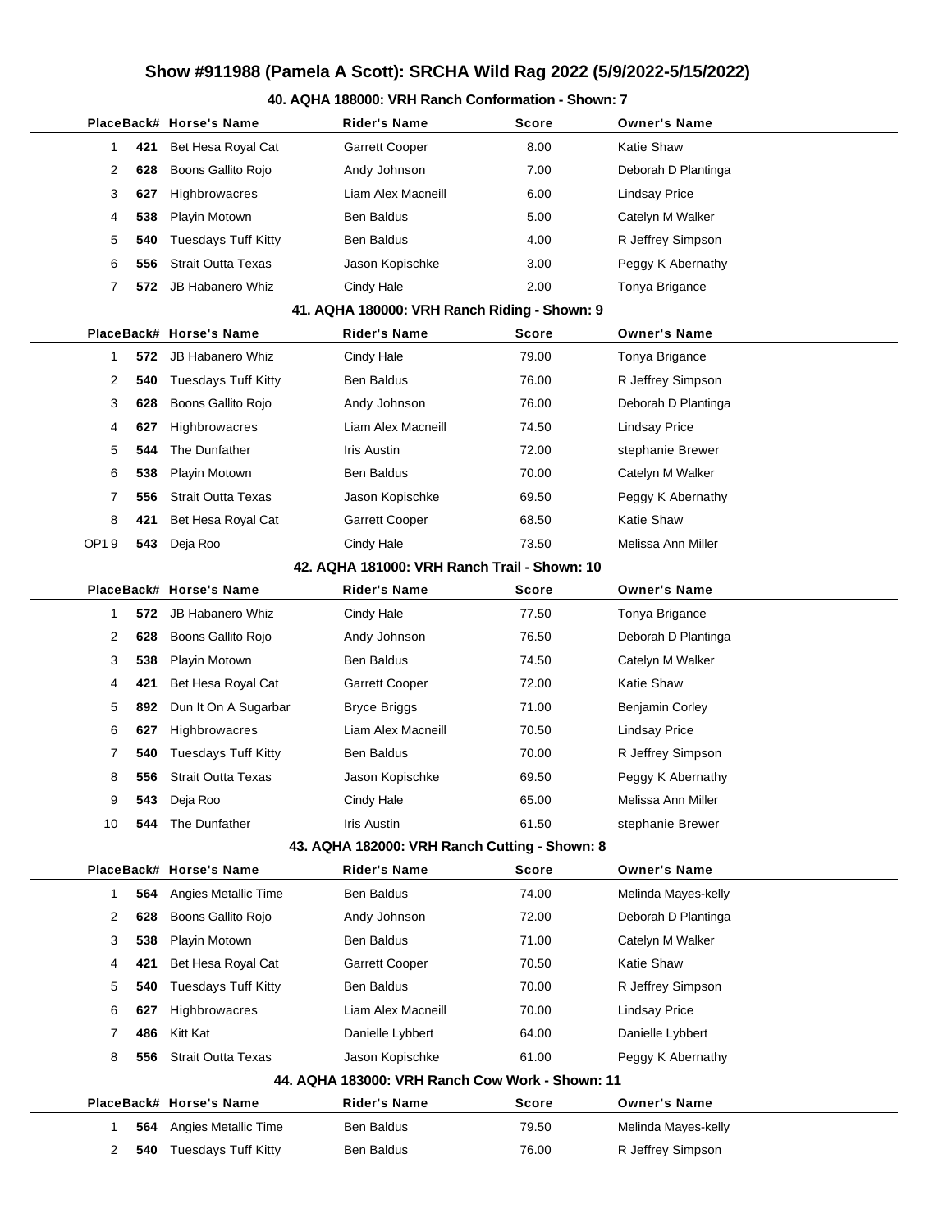# Show #911988 (Pamela A Scott): SRCHA Wild Rag 2022 (5/9/2022-5/15/2022)

## 40. AQHA 188000: VRH Ranch Conformation - Shown: 7

| Place | Back# | Horse's Name | Rider's Name | Score | Owner's Name |
|---|---|---|---|---|---|
| 1 | **421** | Bet Hesa Royal Cat | Garrett Cooper | 8.00 | Katie Shaw |
| 2 | **628** | Boons Gallito Rojo | Andy Johnson | 7.00 | Deborah D Plantinga |
| 3 | **627** | Highbrowacres | Liam Alex Macneill | 6.00 | Lindsay Price |
| 4 | **538** | Playin Motown | Ben Baldus | 5.00 | Catelyn M Walker |
| 5 | **540** | Tuesdays Tuff Kitty | Ben Baldus | 4.00 | R Jeffrey Simpson |
| 6 | **556** | Strait Outta Texas | Jason Kopischke | 3.00 | Peggy K Abernathy |
| 7 | **572** | JB Habanero Whiz | Cindy Hale | 2.00 | Tonya Brigance |

## 41. AQHA 180000: VRH Ranch Riding - Shown: 9

| Place | Back# | Horse's Name | Rider's Name | Score | Owner's Name |
|---|---|---|---|---|---|
| 1 | **572** | JB Habanero Whiz | Cindy Hale | 79.00 | Tonya Brigance |
| 2 | **540** | Tuesdays Tuff Kitty | Ben Baldus | 76.00 | R Jeffrey Simpson |
| 3 | **628** | Boons Gallito Rojo | Andy Johnson | 76.00 | Deborah D Plantinga |
| 4 | **627** | Highbrowacres | Liam Alex Macneill | 74.50 | Lindsay Price |
| 5 | **544** | The Dunfather | Iris Austin | 72.00 | stephanie Brewer |
| 6 | **538** | Playin Motown | Ben Baldus | 70.00 | Catelyn M Walker |
| 7 | **556** | Strait Outta Texas | Jason Kopischke | 69.50 | Peggy K Abernathy |
| 8 | **421** | Bet Hesa Royal Cat | Garrett Cooper | 68.50 | Katie Shaw |
| OP1 9 | **543** | Deja Roo | Cindy Hale | 73.50 | Melissa Ann Miller |

## 42. AQHA 181000: VRH Ranch Trail - Shown: 10

| Place | Back# | Horse's Name | Rider's Name | Score | Owner's Name |
|---|---|---|---|---|---|
| 1 | **572** | JB Habanero Whiz | Cindy Hale | 77.50 | Tonya Brigance |
| 2 | **628** | Boons Gallito Rojo | Andy Johnson | 76.50 | Deborah D Plantinga |
| 3 | **538** | Playin Motown | Ben Baldus | 74.50 | Catelyn M Walker |
| 4 | **421** | Bet Hesa Royal Cat | Garrett Cooper | 72.00 | Katie Shaw |
| 5 | **892** | Dun It On A Sugarbar | Bryce Briggs | 71.00 | Benjamin Corley |
| 6 | **627** | Highbrowacres | Liam Alex Macneill | 70.50 | Lindsay Price |
| 7 | **540** | Tuesdays Tuff Kitty | Ben Baldus | 70.00 | R Jeffrey Simpson |
| 8 | **556** | Strait Outta Texas | Jason Kopischke | 69.50 | Peggy K Abernathy |
| 9 | **543** | Deja Roo | Cindy Hale | 65.00 | Melissa Ann Miller |
| 10 | **544** | The Dunfather | Iris Austin | 61.50 | stephanie Brewer |

## 43. AQHA 182000: VRH Ranch Cutting - Shown: 8

| Place | Back# | Horse's Name | Rider's Name | Score | Owner's Name |
|---|---|---|---|---|---|
| 1 | **564** | Angies Metallic Time | Ben Baldus | 74.00 | Melinda Mayes-kelly |
| 2 | **628** | Boons Gallito Rojo | Andy Johnson | 72.00 | Deborah D Plantinga |
| 3 | **538** | Playin Motown | Ben Baldus | 71.00 | Catelyn M Walker |
| 4 | **421** | Bet Hesa Royal Cat | Garrett Cooper | 70.50 | Katie Shaw |
| 5 | **540** | Tuesdays Tuff Kitty | Ben Baldus | 70.00 | R Jeffrey Simpson |
| 6 | **627** | Highbrowacres | Liam Alex Macneill | 70.00 | Lindsay Price |
| 7 | **486** | Kitt Kat | Danielle Lybbert | 64.00 | Danielle Lybbert |
| 8 | **556** | Strait Outta Texas | Jason Kopischke | 61.00 | Peggy K Abernathy |

## 44. AQHA 183000: VRH Ranch Cow Work - Shown: 11

| Place | Back# | Horse's Name | Rider's Name | Score | Owner's Name |
|---|---|---|---|---|---|
| 1 | **564** | Angies Metallic Time | Ben Baldus | 79.50 | Melinda Mayes-kelly |
| 2 | **540** | Tuesdays Tuff Kitty | Ben Baldus | 76.00 | R Jeffrey Simpson |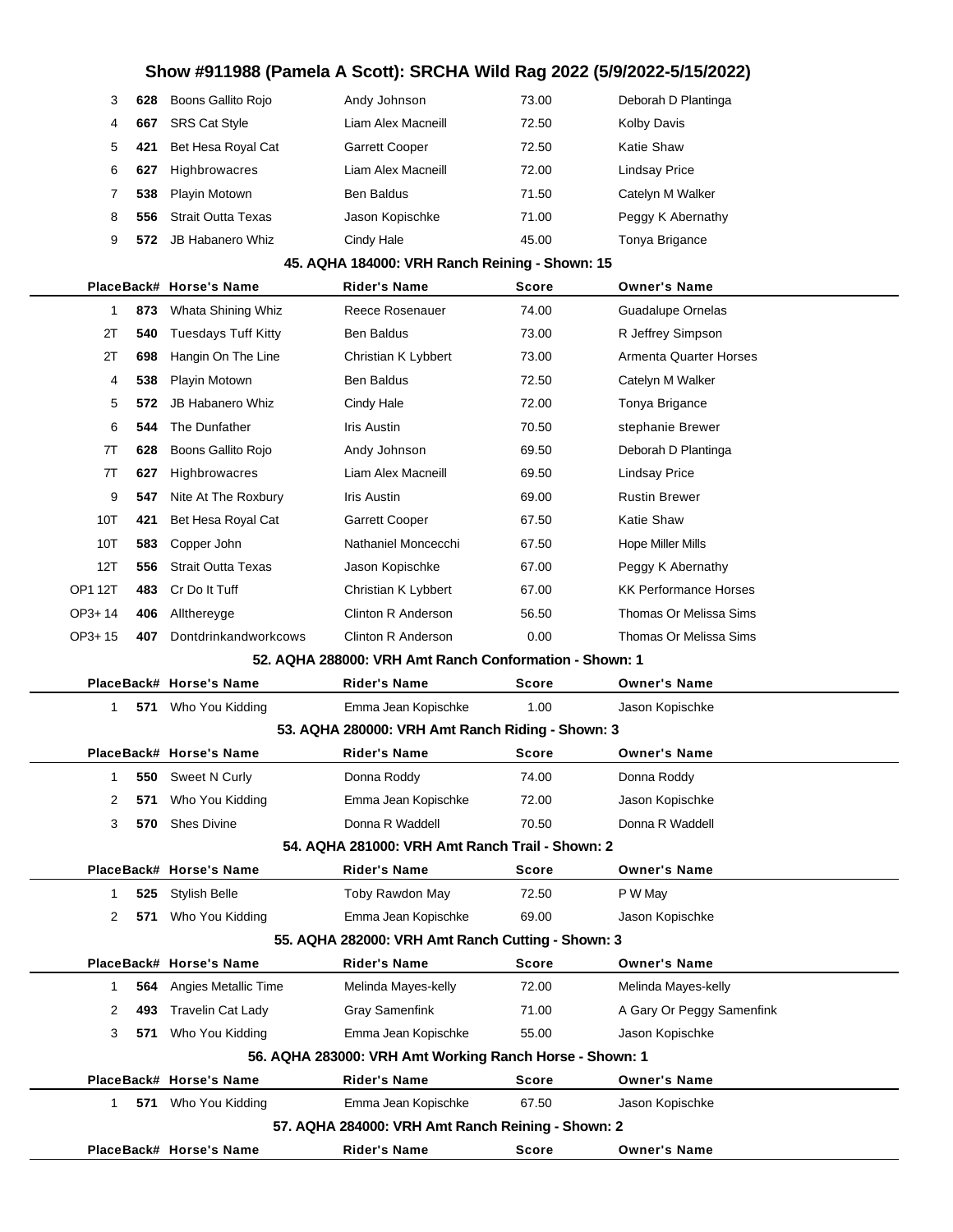| Place | Back# | Horse's Name | Rider's Name | Score | Owner's Name |
|---|---|---|---|---|---|
| 3 | **628** | Boons Gallito Rojo | Andy Johnson | 73.00 | Deborah D Plantinga |
| 4 | **667** | SRS Cat Style | Liam Alex Macneill | 72.50 | Kolby Davis |
| 5 | **421** | Bet Hesa Royal Cat | Garrett Cooper | 72.50 | Katie Shaw |
| 6 | **627** | Highbrowacres | Liam Alex Macneill | 72.00 | Lindsay Price |
| 7 | **538** | Playin Motown | Ben Baldus | 71.50 | Catelyn M Walker |
| 8 | **556** | Strait Outta Texas | Jason Kopischke | 71.00 | Peggy K Abernathy |
| 9 | **572** | JB Habanero Whiz | Cindy Hale | 45.00 | Tonya Brigance |

### 45. AQHA 184000: VRH Ranch Reining - Shown: 15

| Place | Back# | Horse's Name | Rider's Name | Score | Owner's Name |
|---|---|---|---|---|---|
| 1 | **873** | Whata Shining Whiz | Reece Rosenauer | 74.00 | Guadalupe Ornelas |
| 2T | **540** | Tuesdays Tuff Kitty | Ben Baldus | 73.00 | R Jeffrey Simpson |
| 2T | **698** | Hangin On The Line | Christian K Lybbert | 73.00 | Armenta Quarter Horses |
| 4 | **538** | Playin Motown | Ben Baldus | 72.50 | Catelyn M Walker |
| 5 | **572** | JB Habanero Whiz | Cindy Hale | 72.00 | Tonya Brigance |
| 6 | **544** | The Dunfather | Iris Austin | 70.50 | stephanie Brewer |
| 7T | **628** | Boons Gallito Rojo | Andy Johnson | 69.50 | Deborah D Plantinga |
| 7T | **627** | Highbrowacres | Liam Alex Macneill | 69.50 | Lindsay Price |
| 9 | **547** | Nite At The Roxbury | Iris Austin | 69.00 | Rustin Brewer |
| 10T | **421** | Bet Hesa Royal Cat | Garrett Cooper | 67.50 | Katie Shaw |
| 10T | **583** | Copper John | Nathaniel Moncecchi | 67.50 | Hope Miller Mills |
| 12T | **556** | Strait Outta Texas | Jason Kopischke | 67.00 | Peggy K Abernathy |
| OP1 12T | **483** | Cr Do It Tuff | Christian K Lybbert | 67.00 | KK Performance Horses |
| OP3+ 14 | **406** | Allthereyge | Clinton R Anderson | 56.50 | Thomas Or Melissa Sims |
| OP3+ 15 | **407** | Dontdrinkandworkcows | Clinton R Anderson | 0.00 | Thomas Or Melissa Sims |

### 52. AQHA 288000: VRH Amt Ranch Conformation - Shown: 1

| Place | Back# | Horse's Name | Rider's Name | Score | Owner's Name |
|---|---|---|---|---|---|
| 1 | **571** | Who You Kidding | Emma Jean Kopischke | 1.00 | Jason Kopischke |

### 53. AQHA 280000: VRH Amt Ranch Riding - Shown: 3

| Place | Back# | Horse's Name | Rider's Name | Score | Owner's Name |
|---|---|---|---|---|---|
| 1 | **550** | Sweet N Curly | Donna Roddy | 74.00 | Donna Roddy |
| 2 | **571** | Who You Kidding | Emma Jean Kopischke | 72.00 | Jason Kopischke |
| 3 | **570** | Shes Divine | Donna R Waddell | 70.50 | Donna R Waddell |

### 54. AQHA 281000: VRH Amt Ranch Trail - Shown: 2

| Place | Back# | Horse's Name | Rider's Name | Score | Owner's Name |
|---|---|---|---|---|---|
| 1 | **525** | Stylish Belle | Toby Rawdon May | 72.50 | P W May |
| 2 | **571** | Who You Kidding | Emma Jean Kopischke | 69.00 | Jason Kopischke |

### 55. AQHA 282000: VRH Amt Ranch Cutting - Shown: 3

| Place | Back# | Horse's Name | Rider's Name | Score | Owner's Name |
|---|---|---|---|---|---|
| 1 | **564** | Angies Metallic Time | Melinda Mayes-kelly | 72.00 | Melinda Mayes-kelly |
| 2 | **493** | Travelin Cat Lady | Gray Samenfink | 71.00 | A Gary Or Peggy Samenfink |
| 3 | **571** | Who You Kidding | Emma Jean Kopischke | 55.00 | Jason Kopischke |

### 56. AQHA 283000: VRH Amt Working Ranch Horse - Shown: 1

| Place | Back# | Horse's Name | Rider's Name | Score | Owner's Name |
|---|---|---|---|---|---|
| 1 | **571** | Who You Kidding | Emma Jean Kopischke | 67.50 | Jason Kopischke |

### 57. AQHA 284000: VRH Amt Ranch Reining - Shown: 2

| Place | Back# | Horse's Name | Rider's Name | Score | Owner's Name |
|---|---|---|---|---|---|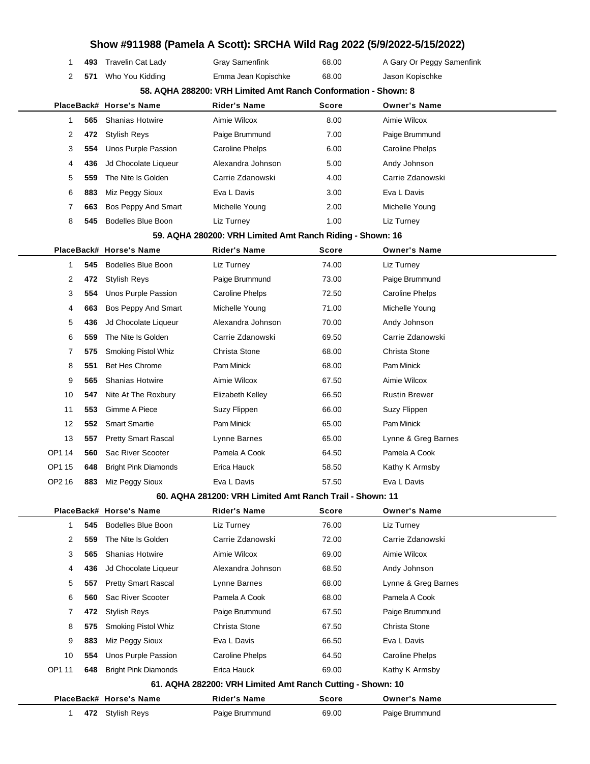| Place | Back# | Horse's Name | Rider's Name | Score | Owner's Name |
|---|---|---|---|---|---|
| 1 | **493** | Travelin Cat Lady | Gray Samenfink | 68.00 | A Gary Or Peggy Samenfink |
| 2 | **571** | Who You Kidding | Emma Jean Kopischke | 68.00 | Jason Kopischke |

### 58. AQHA 288200: VRH Limited Amt Ranch Conformation - Shown: 8

| Place | Back# | Horse's Name | Rider's Name | Score | Owner's Name |
|---|---|---|---|---|---|
| 1 | **565** | Shanias Hotwire | Aimie Wilcox | 8.00 | Aimie Wilcox |
| 2 | **472** | Stylish Reys | Paige Brummund | 7.00 | Paige Brummund |
| 3 | **554** | Unos Purple Passion | Caroline Phelps | 6.00 | Caroline Phelps |
| 4 | **436** | Jd Chocolate Liqueur | Alexandra Johnson | 5.00 | Andy Johnson |
| 5 | **559** | The Nite Is Golden | Carrie Zdanowski | 4.00 | Carrie Zdanowski |
| 6 | **883** | Miz Peggy Sioux | Eva L Davis | 3.00 | Eva L Davis |
| 7 | **663** | Bos Peppy And Smart | Michelle Young | 2.00 | Michelle Young |
| 8 | **545** | Bodelles Blue Boon | Liz Turney | 1.00 | Liz Turney |

### 59. AQHA 280200: VRH Limited Amt Ranch Riding - Shown: 16

| Place | Back# | Horse's Name | Rider's Name | Score | Owner's Name |
|---|---|---|---|---|---|
| 1 | **545** | Bodelles Blue Boon | Liz Turney | 74.00 | Liz Turney |
| 2 | **472** | Stylish Reys | Paige Brummund | 73.00 | Paige Brummund |
| 3 | **554** | Unos Purple Passion | Caroline Phelps | 72.50 | Caroline Phelps |
| 4 | **663** | Bos Peppy And Smart | Michelle Young | 71.00 | Michelle Young |
| 5 | **436** | Jd Chocolate Liqueur | Alexandra Johnson | 70.00 | Andy Johnson |
| 6 | **559** | The Nite Is Golden | Carrie Zdanowski | 69.50 | Carrie Zdanowski |
| 7 | **575** | Smoking Pistol Whiz | Christa Stone | 68.00 | Christa Stone |
| 8 | **551** | Bet Hes Chrome | Pam Minick | 68.00 | Pam Minick |
| 9 | **565** | Shanias Hotwire | Aimie Wilcox | 67.50 | Aimie Wilcox |
| 10 | **547** | Nite At The Roxbury | Elizabeth Kelley | 66.50 | Rustin Brewer |
| 11 | **553** | Gimme A Piece | Suzy Flippen | 66.00 | Suzy Flippen |
| 12 | **552** | Smart Smartie | Pam Minick | 65.00 | Pam Minick |
| 13 | **557** | Pretty Smart Rascal | Lynne Barnes | 65.00 | Lynne & Greg Barnes |
| OP1 14 | **560** | Sac River Scooter | Pamela A Cook | 64.50 | Pamela A Cook |
| OP1 15 | **648** | Bright Pink Diamonds | Erica Hauck | 58.50 | Kathy K Armsby |
| OP2 16 | **883** | Miz Peggy Sioux | Eva L Davis | 57.50 | Eva L Davis |

### 60. AQHA 281200: VRH Limited Amt Ranch Trail - Shown: 11

| Place | Back# | Horse's Name | Rider's Name | Score | Owner's Name |
|---|---|---|---|---|---|
| 1 | **545** | Bodelles Blue Boon | Liz Turney | 76.00 | Liz Turney |
| 2 | **559** | The Nite Is Golden | Carrie Zdanowski | 72.00 | Carrie Zdanowski |
| 3 | **565** | Shanias Hotwire | Aimie Wilcox | 69.00 | Aimie Wilcox |
| 4 | **436** | Jd Chocolate Liqueur | Alexandra Johnson | 68.50 | Andy Johnson |
| 5 | **557** | Pretty Smart Rascal | Lynne Barnes | 68.00 | Lynne & Greg Barnes |
| 6 | **560** | Sac River Scooter | Pamela A Cook | 68.00 | Pamela A Cook |
| 7 | **472** | Stylish Reys | Paige Brummund | 67.50 | Paige Brummund |
| 8 | **575** | Smoking Pistol Whiz | Christa Stone | 67.50 | Christa Stone |
| 9 | **883** | Miz Peggy Sioux | Eva L Davis | 66.50 | Eva L Davis |
| 10 | **554** | Unos Purple Passion | Caroline Phelps | 64.50 | Caroline Phelps |
| OP1 11 | **648** | Bright Pink Diamonds | Erica Hauck | 69.00 | Kathy K Armsby |

### 61. AQHA 282200: VRH Limited Amt Ranch Cutting - Shown: 10

| Place | Back# | Horse's Name | Rider's Name | Score | Owner's Name |
|---|---|---|---|---|---|
| 1 | **472** | Stylish Reys | Paige Brummund | 69.00 | Paige Brummund |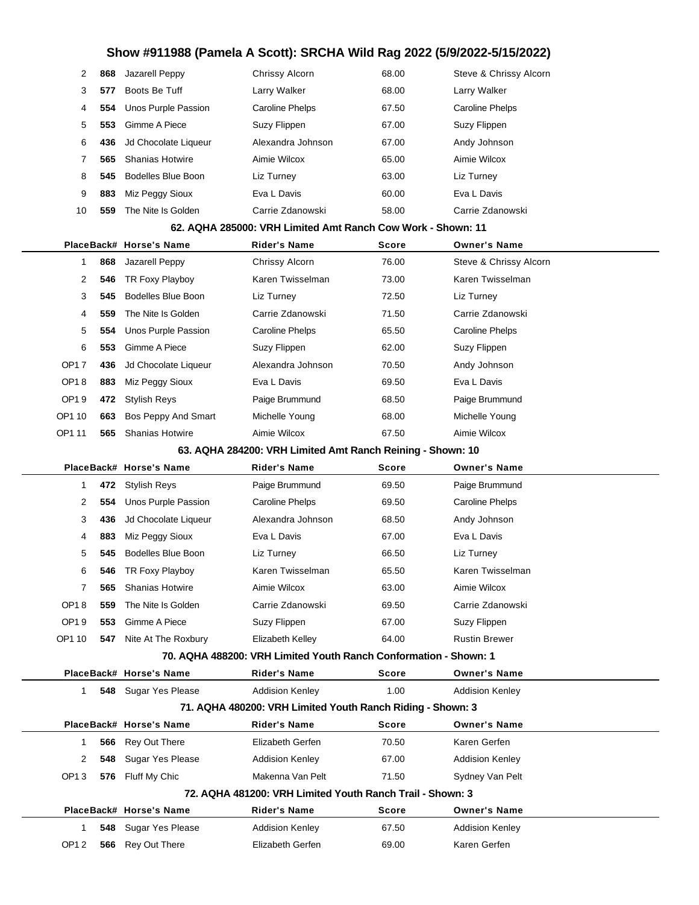# Show #911988 (Pamela A Scott): SRCHA Wild Rag 2022 (5/9/2022-5/15/2022)

| Place | Back# | Horse's Name | Rider's Name | Score | Owner's Name |
|---|---|---|---|---|---|
| 2 | **868** | Jazarell Peppy | Chrissy Alcorn | 68.00 | Steve & Chrissy Alcorn |
| 3 | **577** | Boots Be Tuff | Larry Walker | 68.00 | Larry Walker |
| 4 | **554** | Unos Purple Passion | Caroline Phelps | 67.50 | Caroline Phelps |
| 5 | **553** | Gimme A Piece | Suzy Flippen | 67.00 | Suzy Flippen |
| 6 | **436** | Jd Chocolate Liqueur | Alexandra Johnson | 67.00 | Andy Johnson |
| 7 | **565** | Shanias Hotwire | Aimie Wilcox | 65.00 | Aimie Wilcox |
| 8 | **545** | Bodelles Blue Boon | Liz Turney | 63.00 | Liz Turney |
| 9 | **883** | Miz Peggy Sioux | Eva L Davis | 60.00 | Eva L Davis |
| 10 | **559** | The Nite Is Golden | Carrie Zdanowski | 58.00 | Carrie Zdanowski |

### 62. AQHA 285000: VRH Limited Amt Ranch Cow Work - Shown: 11

| Place | Back# | Horse's Name | Rider's Name | Score | Owner's Name |
|---|---|---|---|---|---|
| 1 | **868** | Jazarell Peppy | Chrissy Alcorn | 76.00 | Steve & Chrissy Alcorn |
| 2 | **546** | TR Foxy Playboy | Karen Twisselman | 73.00 | Karen Twisselman |
| 3 | **545** | Bodelles Blue Boon | Liz Turney | 72.50 | Liz Turney |
| 4 | **559** | The Nite Is Golden | Carrie Zdanowski | 71.50 | Carrie Zdanowski |
| 5 | **554** | Unos Purple Passion | Caroline Phelps | 65.50 | Caroline Phelps |
| 6 | **553** | Gimme A Piece | Suzy Flippen | 62.00 | Suzy Flippen |
| OP1 7 | **436** | Jd Chocolate Liqueur | Alexandra Johnson | 70.50 | Andy Johnson |
| OP1 8 | **883** | Miz Peggy Sioux | Eva L Davis | 69.50 | Eva L Davis |
| OP1 9 | **472** | Stylish Reys | Paige Brummund | 68.50 | Paige Brummund |
| OP1 10 | **663** | Bos Peppy And Smart | Michelle Young | 68.00 | Michelle Young |
| OP1 11 | **565** | Shanias Hotwire | Aimie Wilcox | 67.50 | Aimie Wilcox |

### 63. AQHA 284200: VRH Limited Amt Ranch Reining - Shown: 10

| Place | Back# | Horse's Name | Rider's Name | Score | Owner's Name |
|---|---|---|---|---|---|
| 1 | **472** | Stylish Reys | Paige Brummund | 69.50 | Paige Brummund |
| 2 | **554** | Unos Purple Passion | Caroline Phelps | 69.50 | Caroline Phelps |
| 3 | **436** | Jd Chocolate Liqueur | Alexandra Johnson | 68.50 | Andy Johnson |
| 4 | **883** | Miz Peggy Sioux | Eva L Davis | 67.00 | Eva L Davis |
| 5 | **545** | Bodelles Blue Boon | Liz Turney | 66.50 | Liz Turney |
| 6 | **546** | TR Foxy Playboy | Karen Twisselman | 65.50 | Karen Twisselman |
| 7 | **565** | Shanias Hotwire | Aimie Wilcox | 63.00 | Aimie Wilcox |
| OP1 8 | **559** | The Nite Is Golden | Carrie Zdanowski | 69.50 | Carrie Zdanowski |
| OP1 9 | **553** | Gimme A Piece | Suzy Flippen | 67.00 | Suzy Flippen |
| OP1 10 | **547** | Nite At The Roxbury | Elizabeth Kelley | 64.00 | Rustin Brewer |

### 70. AQHA 488200: VRH Limited Youth Ranch Conformation - Shown: 1

| Place | Back# | Horse's Name | Rider's Name | Score | Owner's Name |
|---|---|---|---|---|---|
| 1 | **548** | Sugar Yes Please | Addision Kenley | 1.00 | Addision Kenley |

### 71. AQHA 480200: VRH Limited Youth Ranch Riding - Shown: 3

| Place | Back# | Horse's Name | Rider's Name | Score | Owner's Name |
|---|---|---|---|---|---|
| 1 | **566** | Rey Out There | Elizabeth Gerfen | 70.50 | Karen Gerfen |
| 2 | **548** | Sugar Yes Please | Addision Kenley | 67.00 | Addision Kenley |
| OP1 3 | **576** | Fluff My Chic | Makenna Van Pelt | 71.50 | Sydney Van Pelt |

### 72. AQHA 481200: VRH Limited Youth Ranch Trail - Shown: 3

| Place | Back# | Horse's Name | Rider's Name | Score | Owner's Name |
|---|---|---|---|---|---|
| 1 | **548** | Sugar Yes Please | Addision Kenley | 67.50 | Addision Kenley |
| OP1 2 | **566** | Rey Out There | Elizabeth Gerfen | 69.00 | Karen Gerfen |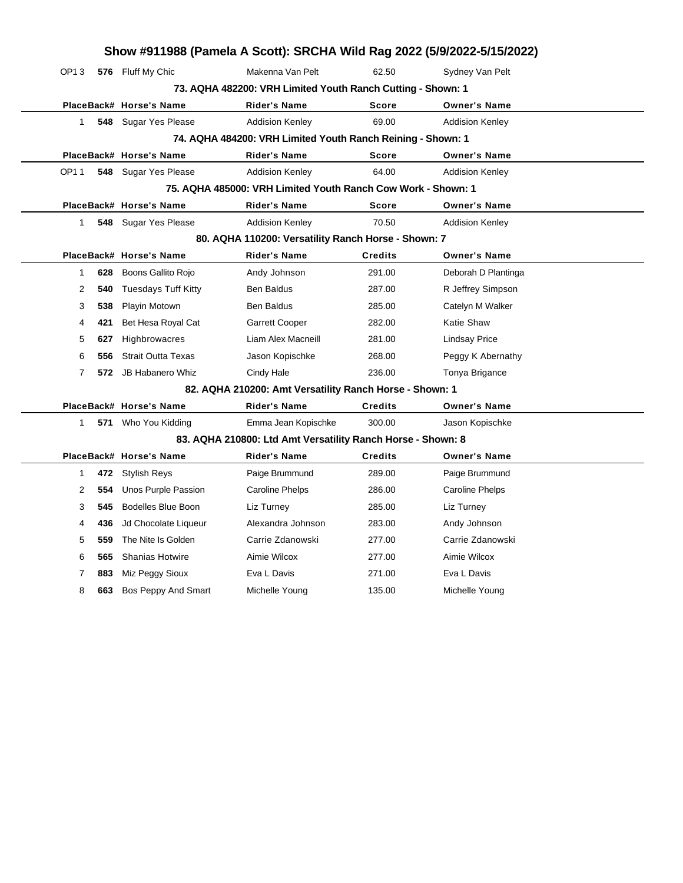# Show #911988 (Pamela A Scott): SRCHA Wild Rag 2022 (5/9/2022-5/15/2022)

| Place | Back# | Horse's Name | Rider's Name | Score | Owner's Name |
|---|---|---|---|---|---|
| OP1 3 | 576 | Fluff My Chic | Makenna Van Pelt | 62.50 | Sydney Van Pelt |

## 73. AQHA 482200: VRH Limited Youth Ranch Cutting - Shown: 1

| Place | Back# | Horse's Name | Rider's Name | Score | Owner's Name |
|---|---|---|---|---|---|
| 1 | 548 | Sugar Yes Please | Addision Kenley | 69.00 | Addision Kenley |

## 74. AQHA 484200: VRH Limited Youth Ranch Reining - Shown: 1

| Place | Back# | Horse's Name | Rider's Name | Score | Owner's Name |
|---|---|---|---|---|---|
| OP1 1 | 548 | Sugar Yes Please | Addision Kenley | 64.00 | Addision Kenley |

## 75. AQHA 485000: VRH Limited Youth Ranch Cow Work - Shown: 1

| Place | Back# | Horse's Name | Rider's Name | Score | Owner's Name |
|---|---|---|---|---|---|
| 1 | 548 | Sugar Yes Please | Addision Kenley | 70.50 | Addision Kenley |

## 80. AQHA 110200: Versatility Ranch Horse - Shown: 7

| Place | Back# | Horse's Name | Rider's Name | Credits | Owner's Name |
|---|---|---|---|---|---|
| 1 | 628 | Boons Gallito Rojo | Andy Johnson | 291.00 | Deborah D Plantinga |
| 2 | 540 | Tuesdays Tuff Kitty | Ben Baldus | 287.00 | R Jeffrey Simpson |
| 3 | 538 | Playin Motown | Ben Baldus | 285.00 | Catelyn M Walker |
| 4 | 421 | Bet Hesa Royal Cat | Garrett Cooper | 282.00 | Katie Shaw |
| 5 | 627 | Highbrowacres | Liam Alex Macneill | 281.00 | Lindsay Price |
| 6 | 556 | Strait Outta Texas | Jason Kopischke | 268.00 | Peggy K Abernathy |
| 7 | 572 | JB Habanero Whiz | Cindy Hale | 236.00 | Tonya Brigance |

## 82. AQHA 210200: Amt Versatility Ranch Horse - Shown: 1

| Place | Back# | Horse's Name | Rider's Name | Credits | Owner's Name |
|---|---|---|---|---|---|
| 1 | 571 | Who You Kidding | Emma Jean Kopischke | 300.00 | Jason Kopischke |

## 83. AQHA 210800: Ltd Amt Versatility Ranch Horse - Shown: 8

| Place | Back# | Horse's Name | Rider's Name | Credits | Owner's Name |
|---|---|---|---|---|---|
| 1 | 472 | Stylish Reys | Paige Brummund | 289.00 | Paige Brummund |
| 2 | 554 | Unos Purple Passion | Caroline Phelps | 286.00 | Caroline Phelps |
| 3 | 545 | Bodelles Blue Boon | Liz Turney | 285.00 | Liz Turney |
| 4 | 436 | Jd Chocolate Liqueur | Alexandra Johnson | 283.00 | Andy Johnson |
| 5 | 559 | The Nite Is Golden | Carrie Zdanowski | 277.00 | Carrie Zdanowski |
| 6 | 565 | Shanias Hotwire | Aimie Wilcox | 277.00 | Aimie Wilcox |
| 7 | 883 | Miz Peggy Sioux | Eva L Davis | 271.00 | Eva L Davis |
| 8 | 663 | Bos Peppy And Smart | Michelle Young | 135.00 | Michelle Young |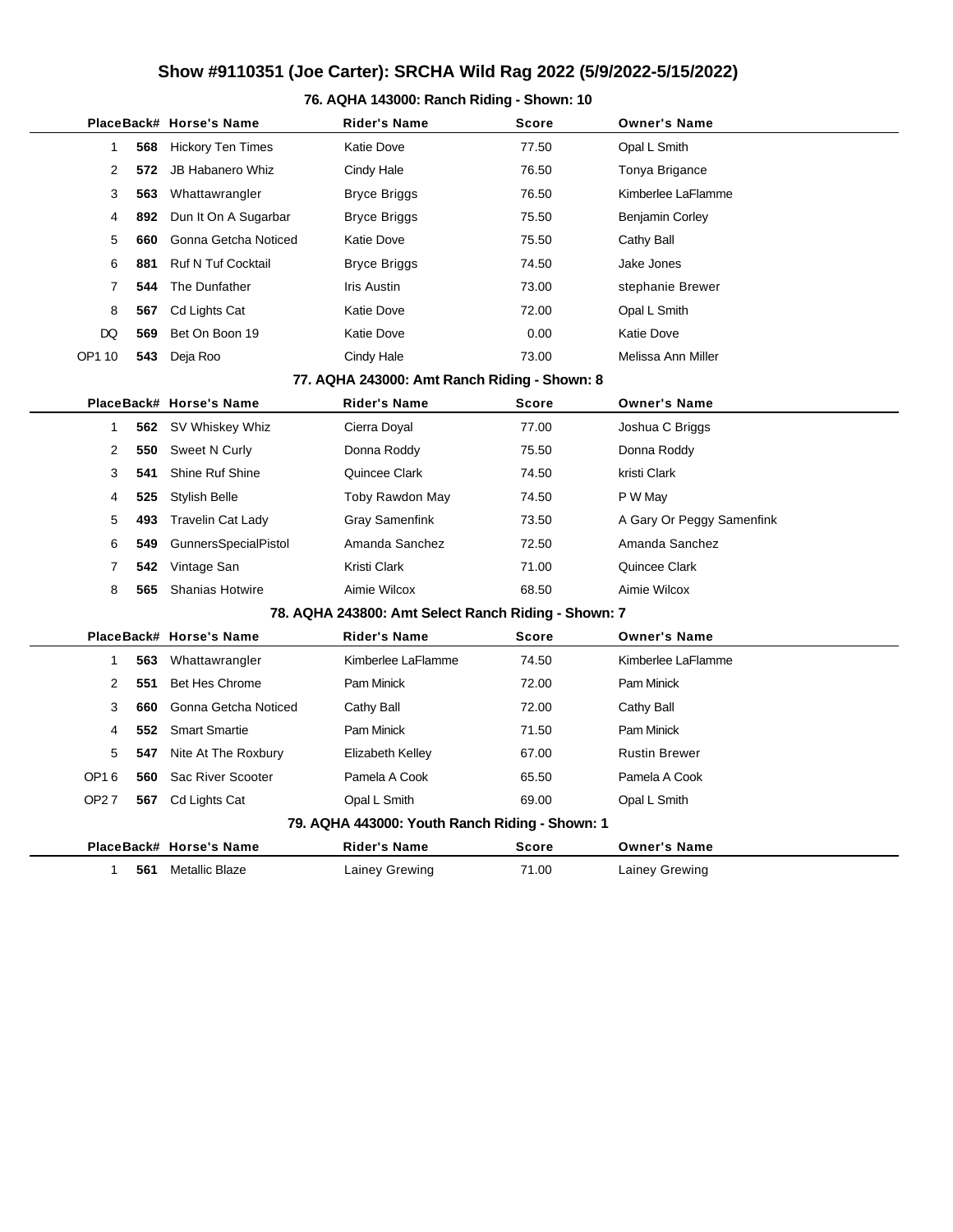# Show #9110351 (Joe Carter): SRCHA Wild Rag 2022 (5/9/2022-5/15/2022)

## 76. AQHA 143000: Ranch Riding - Shown: 10

| Place | Back# | Horse's Name | Rider's Name | Score | Owner's Name |
|---|---|---|---|---|---|
| 1 | 568 | Hickory Ten Times | Katie Dove | 77.50 | Opal L Smith |
| 2 | 572 | JB Habanero Whiz | Cindy Hale | 76.50 | Tonya Brigance |
| 3 | 563 | Whattawrangler | Bryce Briggs | 76.50 | Kimberlee LaFlamme |
| 4 | 892 | Dun It On A Sugarbar | Bryce Briggs | 75.50 | Benjamin Corley |
| 5 | 660 | Gonna Getcha Noticed | Katie Dove | 75.50 | Cathy Ball |
| 6 | 881 | Ruf N Tuf Cocktail | Bryce Briggs | 74.50 | Jake Jones |
| 7 | 544 | The Dunfather | Iris Austin | 73.00 | stephanie Brewer |
| 8 | 567 | Cd Lights Cat | Katie Dove | 72.00 | Opal L Smith |
| DQ | 569 | Bet On Boon 19 | Katie Dove | 0.00 | Katie Dove |
| OP1 10 | 543 | Deja Roo | Cindy Hale | 73.00 | Melissa Ann Miller |

## 77. AQHA 243000: Amt Ranch Riding - Shown: 8

| Place | Back# | Horse's Name | Rider's Name | Score | Owner's Name |
|---|---|---|---|---|---|
| 1 | 562 | SV Whiskey Whiz | Cierra Doyal | 77.00 | Joshua C Briggs |
| 2 | 550 | Sweet N Curly | Donna Roddy | 75.50 | Donna Roddy |
| 3 | 541 | Shine Ruf Shine | Quincee Clark | 74.50 | kristi Clark |
| 4 | 525 | Stylish Belle | Toby Rawdon May | 74.50 | P W May |
| 5 | 493 | Travelin Cat Lady | Gray Samenfink | 73.50 | A Gary Or Peggy Samenfink |
| 6 | 549 | GunnersSpecialPistol | Amanda Sanchez | 72.50 | Amanda Sanchez |
| 7 | 542 | Vintage San | Kristi Clark | 71.00 | Quincee Clark |
| 8 | 565 | Shanias Hotwire | Aimie Wilcox | 68.50 | Aimie Wilcox |

## 78. AQHA 243800: Amt Select Ranch Riding - Shown: 7

| Place | Back# | Horse's Name | Rider's Name | Score | Owner's Name |
|---|---|---|---|---|---|
| 1 | 563 | Whattawrangler | Kimberlee LaFlamme | 74.50 | Kimberlee LaFlamme |
| 2 | 551 | Bet Hes Chrome | Pam Minick | 72.00 | Pam Minick |
| 3 | 660 | Gonna Getcha Noticed | Cathy Ball | 72.00 | Cathy Ball |
| 4 | 552 | Smart Smartie | Pam Minick | 71.50 | Pam Minick |
| 5 | 547 | Nite At The Roxbury | Elizabeth Kelley | 67.00 | Rustin Brewer |
| OP1 6 | 560 | Sac River Scooter | Pamela A Cook | 65.50 | Pamela A Cook |
| OP2 7 | 567 | Cd Lights Cat | Opal L Smith | 69.00 | Opal L Smith |

## 79. AQHA 443000: Youth Ranch Riding - Shown: 1

| Place | Back# | Horse's Name | Rider's Name | Score | Owner's Name |
|---|---|---|---|---|---|
| 1 | 561 | Metallic Blaze | Lainey Grewing | 71.00 | Lainey Grewing |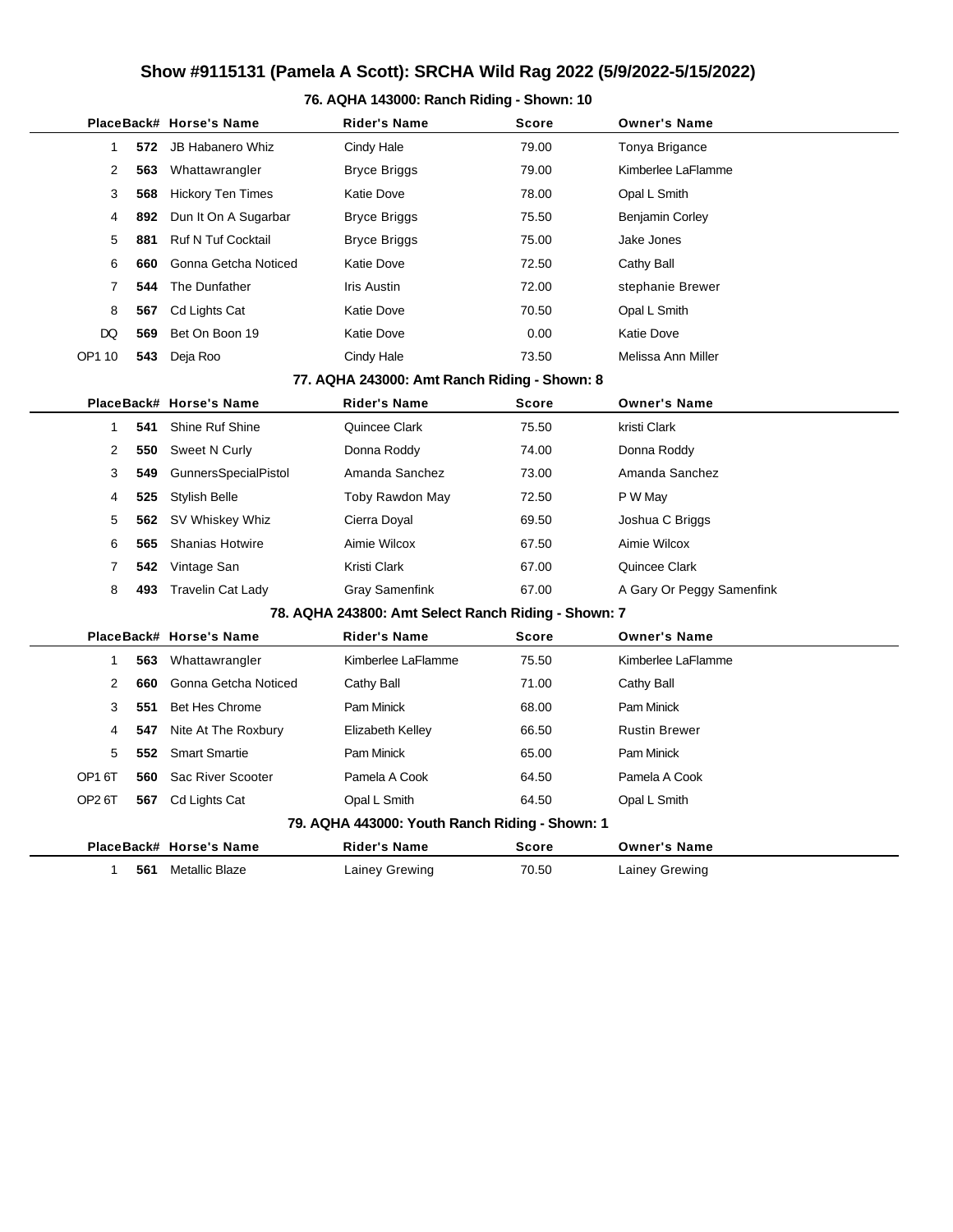# Show #9115131 (Pamela A Scott): SRCHA Wild Rag 2022 (5/9/2022-5/15/2022)

## 76. AQHA 143000: Ranch Riding - Shown: 10

| Place | Back# | Horse's Name | Rider's Name | Score | Owner's Name |
|---|---|---|---|---|---|
| 1 | 572 | JB Habanero Whiz | Cindy Hale | 79.00 | Tonya Brigance |
| 2 | 563 | Whattawrangler | Bryce Briggs | 79.00 | Kimberlee LaFlamme |
| 3 | 568 | Hickory Ten Times | Katie Dove | 78.00 | Opal L Smith |
| 4 | 892 | Dun It On A Sugarbar | Bryce Briggs | 75.50 | Benjamin Corley |
| 5 | 881 | Ruf N Tuf Cocktail | Bryce Briggs | 75.00 | Jake Jones |
| 6 | 660 | Gonna Getcha Noticed | Katie Dove | 72.50 | Cathy Ball |
| 7 | 544 | The Dunfather | Iris Austin | 72.00 | stephanie Brewer |
| 8 | 567 | Cd Lights Cat | Katie Dove | 70.50 | Opal L Smith |
| DQ | 569 | Bet On Boon 19 | Katie Dove | 0.00 | Katie Dove |
| OP1 10 | 543 | Deja Roo | Cindy Hale | 73.50 | Melissa Ann Miller |

## 77. AQHA 243000: Amt Ranch Riding - Shown: 8

| Place | Back# | Horse's Name | Rider's Name | Score | Owner's Name |
|---|---|---|---|---|---|
| 1 | 541 | Shine Ruf Shine | Quincee Clark | 75.50 | kristi Clark |
| 2 | 550 | Sweet N Curly | Donna Roddy | 74.00 | Donna Roddy |
| 3 | 549 | GunnersSpecialPistol | Amanda Sanchez | 73.00 | Amanda Sanchez |
| 4 | 525 | Stylish Belle | Toby Rawdon May | 72.50 | P W May |
| 5 | 562 | SV Whiskey Whiz | Cierra Doyal | 69.50 | Joshua C Briggs |
| 6 | 565 | Shanias Hotwire | Aimie Wilcox | 67.50 | Aimie Wilcox |
| 7 | 542 | Vintage San | Kristi Clark | 67.00 | Quincee Clark |
| 8 | 493 | Travelin Cat Lady | Gray Samenfink | 67.00 | A Gary Or Peggy Samenfink |

## 78. AQHA 243800: Amt Select Ranch Riding - Shown: 7

| Place | Back# | Horse's Name | Rider's Name | Score | Owner's Name |
|---|---|---|---|---|---|
| 1 | 563 | Whattawrangler | Kimberlee LaFlamme | 75.50 | Kimberlee LaFlamme |
| 2 | 660 | Gonna Getcha Noticed | Cathy Ball | 71.00 | Cathy Ball |
| 3 | 551 | Bet Hes Chrome | Pam Minick | 68.00 | Pam Minick |
| 4 | 547 | Nite At The Roxbury | Elizabeth Kelley | 66.50 | Rustin Brewer |
| 5 | 552 | Smart Smartie | Pam Minick | 65.00 | Pam Minick |
| OP1 6T | 560 | Sac River Scooter | Pamela A Cook | 64.50 | Pamela A Cook |
| OP2 6T | 567 | Cd Lights Cat | Opal L Smith | 64.50 | Opal L Smith |

## 79. AQHA 443000: Youth Ranch Riding - Shown: 1

| Place | Back# | Horse's Name | Rider's Name | Score | Owner's Name |
|---|---|---|---|---|---|
| 1 | 561 | Metallic Blaze | Lainey Grewing | 70.50 | Lainey Grewing |